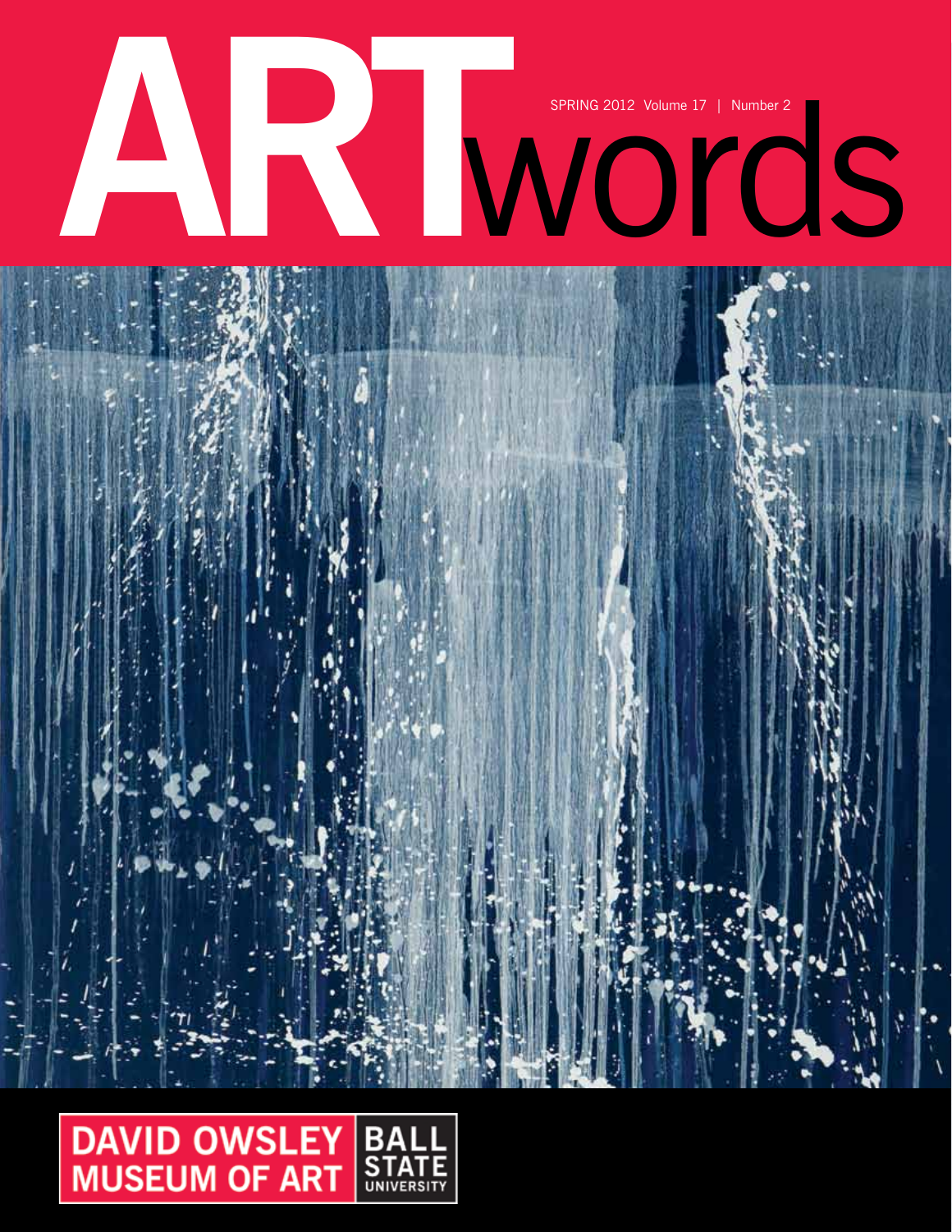# ARTwords

SPRING 2012 Volume 17 | Number 2

DAVID OWSLEY MUSEUM OF ART | BALL STATE UNIVERSITY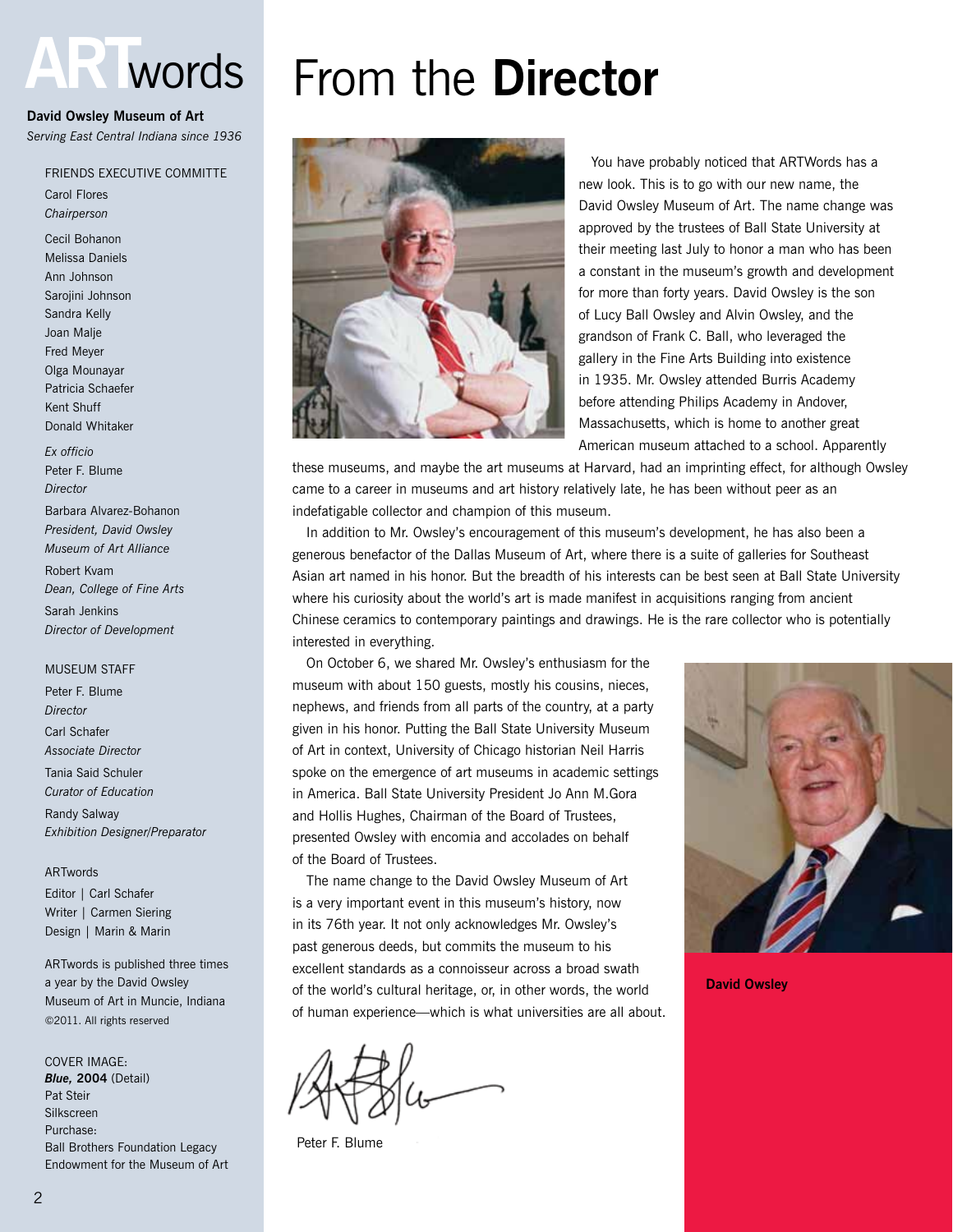# ARTwords

**David Owsley Museum of Art**
*Serving East Central Indiana since 1936*

FRIENDS EXECUTIVE COMMITTE

Carol Flores
*Chairperson*

Cecil Bohanon
Melissa Daniels
Ann Johnson
Sarojini Johnson
Sandra Kelly
Joan Malje
Fred Meyer
Olga Mounayar
Patricia Schaefer
Kent Shuff
Donald Whitaker

*Ex officio*
Peter F. Blume
*Director*

Barbara Alvarez-Bohanon
*President, David Owsley Museum of Art Alliance*

Robert Kvam
*Dean, College of Fine Arts*

Sarah Jenkins
*Director of Development*

MUSEUM STAFF

Peter F. Blume
*Director*

Carl Schafer
*Associate Director*

Tania Said Schuler
*Curator of Education*

Randy Salway
*Exhibition Designer/Preparator*

ARTwords

Editor | Carl Schafer
Writer | Carmen Siering
Design | Marin & Marin

ARTwords is published three times a year by the David Owsley Museum of Art in Muncie, Indiana
©2011. All rights reserved

COVER IMAGE:
***Blue,* 2004** (Detail)
Pat Steir
Silkscreen
Purchase:
Ball Brothers Foundation Legacy Endowment for the Museum of Art

# From the **Director**

You have probably noticed that ARTWords has a new look. This is to go with our new name, the David Owsley Museum of Art. The name change was approved by the trustees of Ball State University at their meeting last July to honor a man who has been a constant in the museum's growth and development for more than forty years. David Owsley is the son of Lucy Ball Owsley and Alvin Owsley, and the grandson of Frank C. Ball, who leveraged the gallery in the Fine Arts Building into existence in 1935. Mr. Owsley attended Burris Academy before attending Philips Academy in Andover, Massachusetts, which is home to another great American museum attached to a school. Apparently these museums, and maybe the art museums at Harvard, had an imprinting effect, for although Owsley came to a career in museums and art history relatively late, he has been without peer as an indefatigable collector and champion of this museum.

In addition to Mr. Owsley's encouragement of this museum's development, he has also been a generous benefactor of the Dallas Museum of Art, where there is a suite of galleries for Southeast Asian art named in his honor. But the breadth of his interests can be best seen at Ball State University where his curiosity about the world's art is made manifest in acquisitions ranging from ancient Chinese ceramics to contemporary paintings and drawings. He is the rare collector who is potentially interested in everything.

On October 6, we shared Mr. Owsley's enthusiasm for the museum with about 150 guests, mostly his cousins, nieces, nephews, and friends from all parts of the country, at a party given in his honor. Putting the Ball State University Museum of Art in context, University of Chicago historian Neil Harris spoke on the emergence of art museums in academic settings in America. Ball State University President Jo Ann M.Gora and Hollis Hughes, Chairman of the Board of Trustees, presented Owsley with encomia and accolades on behalf of the Board of Trustees.

The name change to the David Owsley Museum of Art is a very important event in this museum's history, now in its 76th year. It not only acknowledges Mr. Owsley's past generous deeds, but commits the museum to his excellent standards as a connoisseur across a broad swath of the world's cultural heritage, or, in other words, the world of human experience—which is what universities are all about.

Peter F. Blume

**David Owsley**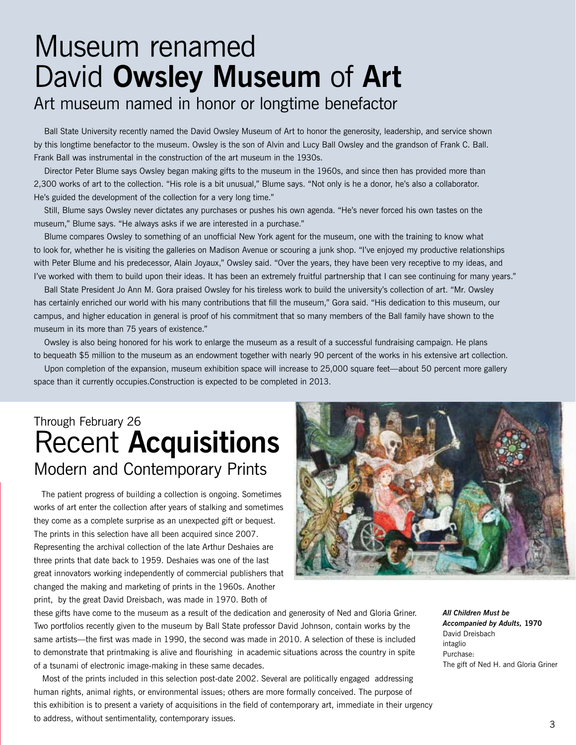# Museum renamed David **Owsley Museum** of **Art**

## Art museum named in honor or longtime benefactor

Ball State University recently named the David Owsley Museum of Art to honor the generosity, leadership, and service shown by this longtime benefactor to the museum. Owsley is the son of Alvin and Lucy Ball Owsley and the grandson of Frank C. Ball. Frank Ball was instrumental in the construction of the art museum in the 1930s.

Director Peter Blume says Owsley began making gifts to the museum in the 1960s, and since then has provided more than 2,300 works of art to the collection. "His role is a bit unusual," Blume says. "Not only is he a donor, he's also a collaborator. He's guided the development of the collection for a very long time."

Still, Blume says Owsley never dictates any purchases or pushes his own agenda. "He's never forced his own tastes on the museum," Blume says. "He always asks if we are interested in a purchase."

Blume compares Owsley to something of an unofficial New York agent for the museum, one with the training to know what to look for, whether he is visiting the galleries on Madison Avenue or scouring a junk shop. "I've enjoyed my productive relationships with Peter Blume and his predecessor, Alain Joyaux," Owsley said. "Over the years, they have been very receptive to my ideas, and I've worked with them to build upon their ideas. It has been an extremely fruitful partnership that I can see continuing for many years."

Ball State President Jo Ann M. Gora praised Owsley for his tireless work to build the university's collection of art. "Mr. Owsley has certainly enriched our world with his many contributions that fill the museum," Gora said. "His dedication to this museum, our campus, and higher education in general is proof of his commitment that so many members of the Ball family have shown to the museum in its more than 75 years of existence."

Owsley is also being honored for his work to enlarge the museum as a result of a successful fundraising campaign. He plans to bequeath $5 million to the museum as an endowment together with nearly 90 percent of the works in his extensive art collection.

Upon completion of the expansion, museum exhibition space will increase to 25,000 square feet—about 50 percent more gallery space than it currently occupies.Construction is expected to be completed in 2013.

Through February 26

# Recent **Acquisitions**

## Modern and Contemporary Prints

The patient progress of building a collection is ongoing. Sometimes works of art enter the collection after years of stalking and sometimes they come as a complete surprise as an unexpected gift or bequest. The prints in this selection have all been acquired since 2007. Representing the archival collection of the late Arthur Deshaies are three prints that date back to 1959. Deshaies was one of the last great innovators working independently of commercial publishers that changed the making and marketing of prints in the 1960s. Another print, by the great David Dreisbach, was made in 1970. Both of these gifts have come to the museum as a result of the dedication and generosity of Ned and Gloria Griner. Two portfolios recently given to the museum by Ball State professor David Johnson, contain works by the same artists—the first was made in 1990, the second was made in 2010. A selection of these is included to demonstrate that printmaking is alive and flourishing in academic situations across the country in spite of a tsunami of electronic image-making in these same decades.

Most of the prints included in this selection post-date 2002. Several are politically engaged addressing human rights, animal rights, or environmental issues; others are more formally conceived. The purpose of this exhibition is to present a variety of acquisitions in the field of contemporary art, immediate in their urgency to address, without sentimentality, contemporary issues.

***All Children Must be Accompanied by Adults,*** **1970**
David Dreisbach
intaglio
Purchase:
The gift of Ned H. and Gloria Griner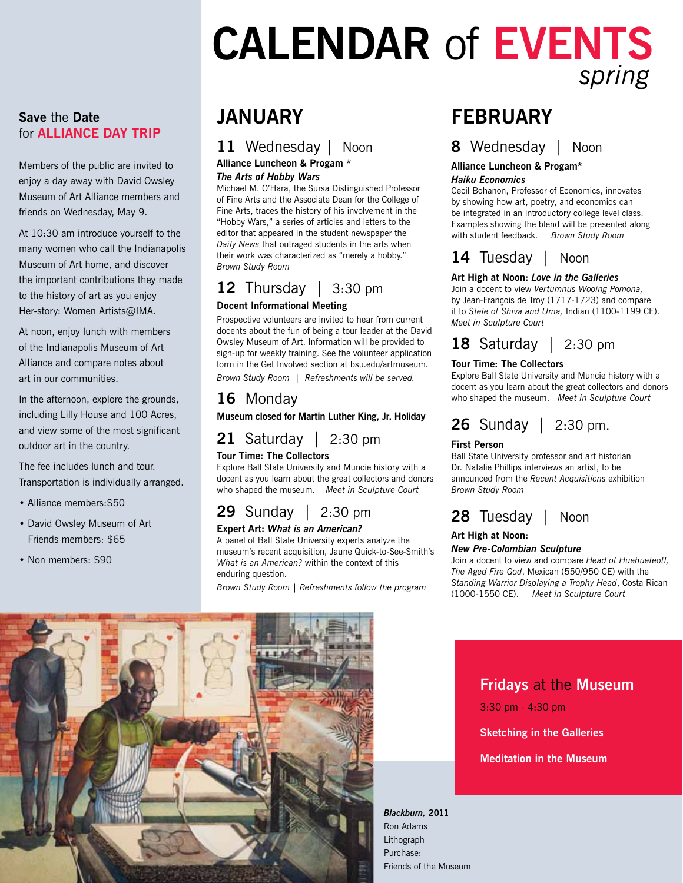# CALENDAR of EVENTS

*spring*

## JANUARY

### 11 Wednesday | Noon

**Alliance Luncheon & Progam ***

***The Arts of Hobby Wars***

Michael M. O'Hara, the Sursa Distinguished Professor of Fine Arts and the Associate Dean for the College of Fine Arts, traces the history of his involvement in the "Hobby Wars," a series of articles and letters to the editor that appeared in the student newspaper the *Daily News* that outraged students in the arts when their work was characterized as "merely a hobby."

*Brown Study Room*

### 12 Thursday | 3:30 pm

**Docent Informational Meeting**

Prospective volunteers are invited to hear from current docents about the fun of being a tour leader at the David Owsley Museum of Art. Information will be provided to sign-up for weekly training. See the volunteer application form in the Get Involved section at bsu.edu/artmuseum.

*Brown Study Room | Refreshments will be served.*

### 16 Monday

**Museum closed for Martin Luther King, Jr. Holiday**

### 21 Saturday | 2:30 pm

**Tour Time: The Collectors**

Explore Ball State University and Muncie history with a docent as you learn about the great collectors and donors who shaped the museum. *Meet in Sculpture Court*

### 29 Sunday | 2:30 pm

**Expert Art: *What is an American?***

A panel of Ball State University experts analyze the museum's recent acquisition, Jaune Quick-to-See-Smith's *What is an American?* within the context of this enduring question.

*Brown Study Room | Refreshments follow the program*

## FEBRUARY

### 8 Wednesday | Noon

**Alliance Luncheon & Progam***

***Haiku Economics***

Cecil Bohanon, Professor of Economics, innovates by showing how art, poetry, and economics can be integrated in an introductory college level class. Examples showing the blend will be presented along with student feedback. *Brown Study Room*

### 14 Tuesday | Noon

**Art High at Noon: *Love in the Galleries***

Join a docent to view *Vertumnus Wooing Pomona,* by Jean-François de Troy (1717-1723) and compare it to *Stele of Shiva and Uma,* Indian (1100-1199 CE).

*Meet in Sculpture Court*

### 18 Saturday | 2:30 pm

**Tour Time: The Collectors**

Explore Ball State University and Muncie history with a docent as you learn about the great collectors and donors who shaped the museum. *Meet in Sculpture Court*

### 26 Sunday | 2:30 pm.

**First Person**

Ball State University professor and art historian Dr. Natalie Phillips interviews an artist, to be announced from the *Recent Acquisitions* exhibition

*Brown Study Room*

### 28 Tuesday | Noon

**Art High at Noon:**

***New Pre-Colombian Sculpture***

Join a docent to view and compare *Head of Huehueteotl, The Aged Fire God*, Mexican (550/950 CE) with the *Standing Warrior Displaying a Trophy Head*, Costa Rican (1000-1550 CE). *Meet in Sculpture Court*

## Save the Date for ALLIANCE DAY TRIP

Members of the public are invited to enjoy a day away with David Owsley Museum of Art Alliance members and friends on Wednesday, May 9.

At 10:30 am introduce yourself to the many women who call the Indianapolis Museum of Art home, and discover the important contributions they made to the history of art as you enjoy Her-story: Women Artists@IMA.

At noon, enjoy lunch with members of the Indianapolis Museum of Art Alliance and compare notes about art in our communities.

In the afternoon, explore the grounds, including Lilly House and 100 Acres, and view some of the most significant outdoor art in the country.

The fee includes lunch and tour. Transportation is individually arranged.

- Alliance members:$50
- David Owsley Museum of Art Friends members: $65
- Non members: $90

## Fridays at the Museum

3:30 pm - 4:30 pm

**Sketching in the Galleries**

**Meditation in the Museum**

***Blackburn,* 2011**
Ron Adams
Lithograph
Purchase:
Friends of the Museum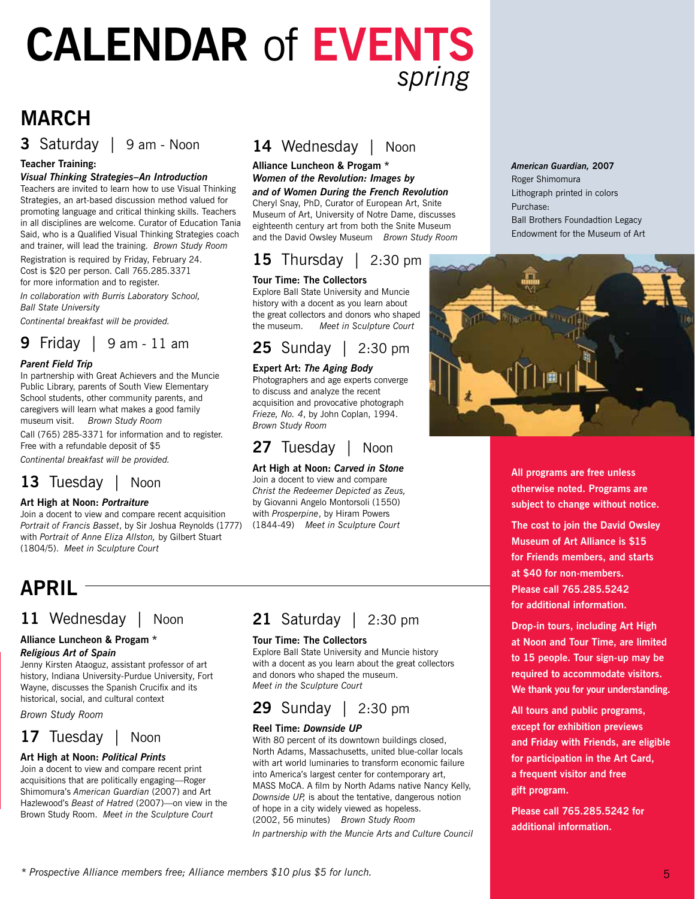# CALENDAR of EVENTS *spring*

## MARCH

### 3 Saturday | 9 am - Noon

**Teacher Training:**
***Visual Thinking Strategies–An Introduction***
Teachers are invited to learn how to use Visual Thinking Strategies, an art-based discussion method valued for promoting language and critical thinking skills. Teachers in all disciplines are welcome. Curator of Education Tania Said, who is a Qualified Visual Thinking Strategies coach and trainer, will lead the training. *Brown Study Room*

Registration is required by Friday, February 24. Cost is $20 per person. Call 765.285.3371 for more information and to register.

*In collaboration with Burris Laboratory School, Ball State University*

*Continental breakfast will be provided.*

### 9 Friday | 9 am - 11 am

***Parent Field Trip***
In partnership with Great Achievers and the Muncie Public Library, parents of South View Elementary School students, other community parents, and caregivers will learn what makes a good family museum visit. *Brown Study Room*

Call (765) 285-3371 for information and to register. Free with a refundable deposit of $5

*Continental breakfast will be provided.*

### 13 Tuesday | Noon

**Art High at Noon: *Portraiture***
Join a docent to view and compare recent acquisition *Portrait of Francis Basset*, by Sir Joshua Reynolds (1777) with *Portrait of Anne Eliza Allston,* by Gilbert Stuart (1804/5). *Meet in Sculpture Court*

### 14 Wednesday | Noon

**Alliance Luncheon & Progam \***
***Women of the Revolution: Images by and of Women During the French Revolution***
Cheryl Snay, PhD, Curator of European Art, Snite Museum of Art, University of Notre Dame, discusses eighteenth century art from both the Snite Museum and the David Owsley Museum *Brown Study Room*

### 15 Thursday | 2:30 pm

**Tour Time: The Collectors**
Explore Ball State University and Muncie history with a docent as you learn about the great collectors and donors who shaped the museum. *Meet in Sculpture Court*

### 25 Sunday | 2:30 pm

**Expert Art: *The Aging Body***
Photographers and age experts converge to discuss and analyze the recent acquisition and provocative photograph *Frieze, No. 4*, by John Coplan, 1994. *Brown Study Room*

### 27 Tuesday | Noon

**Art High at Noon: *Carved in Stone***
Join a docent to view and compare *Christ the Redeemer Depicted as Zeus,* by Giovanni Angelo Montorsoli (1550) with *Prosperpine*, by Hiram Powers (1844-49) *Meet in Sculpture Court*

***American Guardian,* 2007**
Roger Shimomura
Lithograph printed in colors
Purchase:
Ball Brothers Foundadtion Legacy Endowment for the Museum of Art

## APRIL

### 11 Wednesday | Noon

**Alliance Luncheon & Progam \***
***Religious Art of Spain***
Jenny Kirsten Ataoguz, assistant professor of art history, Indiana University-Purdue University, Fort Wayne, discusses the Spanish Crucifix and its historical, social, and cultural context

*Brown Study Room*

### 17 Tuesday | Noon

**Art High at Noon: *Political Prints***
Join a docent to view and compare recent print acquisitions that are politically engaging—Roger Shimomura's *American Guardian* (2007) and Art Hazelwood's *Beast of Hatred* (2007)—on view in the Brown Study Room. *Meet in the Sculpture Court*

### 21 Saturday | 2:30 pm

**Tour Time: The Collectors**
Explore Ball State University and Muncie history with a docent as you learn about the great collectors and donors who shaped the museum.
*Meet in the Sculpture Court*

### 29 Sunday | 2:30 pm

**Reel Time: *Downside UP***
With 80 percent of its downtown buildings closed, North Adams, Massachusetts, united blue-collar locals with art world luminaries to transform economic failure into America's largest center for contemporary art, MASS MoCA. A film by North Adams native Nancy Kelly, *Downside UP,* is about the tentative, dangerous notion of hope in a city widely viewed as hopeless. (2002, 56 minutes) *Brown Study Room*

*In partnership with the Muncie Arts and Culture Council*

**All programs are free unless otherwise noted. Programs are subject to change without notice.**

**The cost to join the David Owsley Museum of Art Alliance is $15 for Friends members, and starts at $40 for non-members. Please call 765.285.5242 for additional information.**

**Drop-in tours, including Art High at Noon and Tour Time, are limited to 15 people. Tour sign-up may be required to accommodate visitors. We thank you for your understanding.**

**All tours and public programs, except for exhibition previews and Friday with Friends, are eligible for participation in the Art Card, a frequent visitor and free gift program.**

**Please call 765.285.5242 for additional information.**

*\* Prospective Alliance members free; Alliance members $10 plus $5 for lunch.*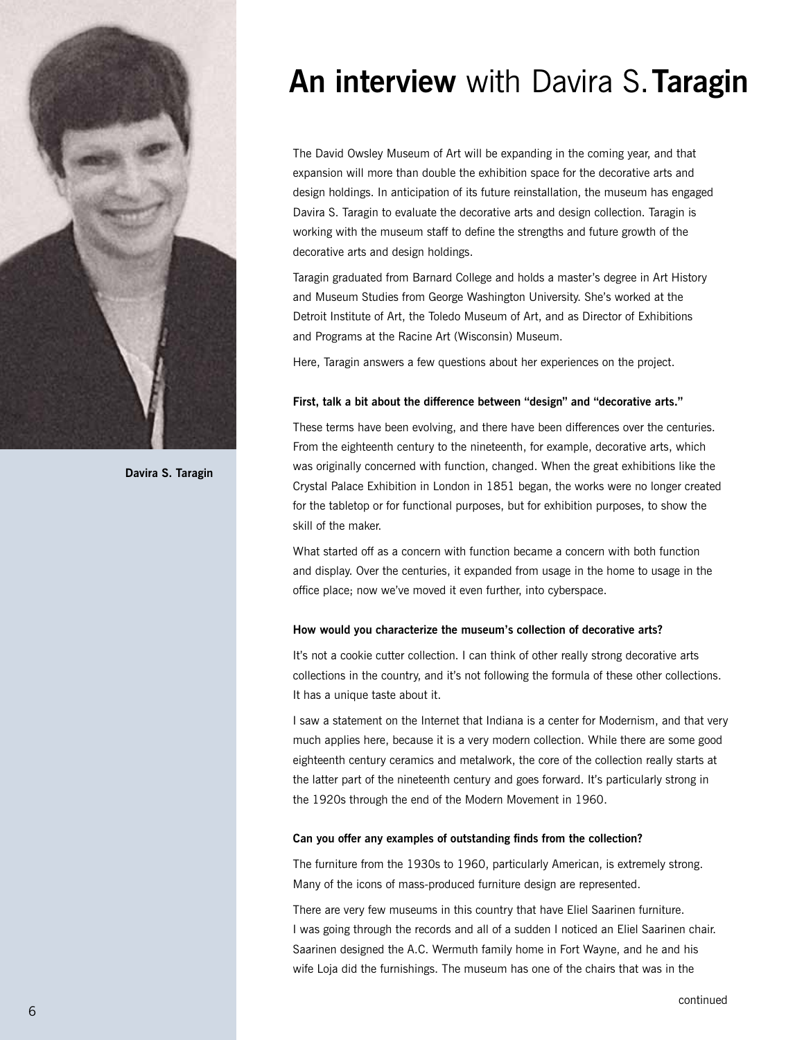Davira S. Taragin

# **An interview** with Davira S. **Taragin**

The David Owsley Museum of Art will be expanding in the coming year, and that expansion will more than double the exhibition space for the decorative arts and design holdings. In anticipation of its future reinstallation, the museum has engaged Davira S. Taragin to evaluate the decorative arts and design collection. Taragin is working with the museum staff to define the strengths and future growth of the decorative arts and design holdings.

Taragin graduated from Barnard College and holds a master's degree in Art History and Museum Studies from George Washington University. She's worked at the Detroit Institute of Art, the Toledo Museum of Art, and as Director of Exhibitions and Programs at the Racine Art (Wisconsin) Museum.

Here, Taragin answers a few questions about her experiences on the project.

**First, talk a bit about the difference between "design" and "decorative arts."**

These terms have been evolving, and there have been differences over the centuries. From the eighteenth century to the nineteenth, for example, decorative arts, which was originally concerned with function, changed. When the great exhibitions like the Crystal Palace Exhibition in London in 1851 began, the works were no longer created for the tabletop or for functional purposes, but for exhibition purposes, to show the skill of the maker.

What started off as a concern with function became a concern with both function and display. Over the centuries, it expanded from usage in the home to usage in the office place; now we've moved it even further, into cyberspace.

**How would you characterize the museum's collection of decorative arts?**

It's not a cookie cutter collection. I can think of other really strong decorative arts collections in the country, and it's not following the formula of these other collections. It has a unique taste about it.

I saw a statement on the Internet that Indiana is a center for Modernism, and that very much applies here, because it is a very modern collection. While there are some good eighteenth century ceramics and metalwork, the core of the collection really starts at the latter part of the nineteenth century and goes forward. It's particularly strong in the 1920s through the end of the Modern Movement in 1960.

**Can you offer any examples of outstanding finds from the collection?**

The furniture from the 1930s to 1960, particularly American, is extremely strong. Many of the icons of mass-produced furniture design are represented.

There are very few museums in this country that have Eliel Saarinen furniture. I was going through the records and all of a sudden I noticed an Eliel Saarinen chair. Saarinen designed the A.C. Wermuth family home in Fort Wayne, and he and his wife Loja did the furnishings. The museum has one of the chairs that was in the

continued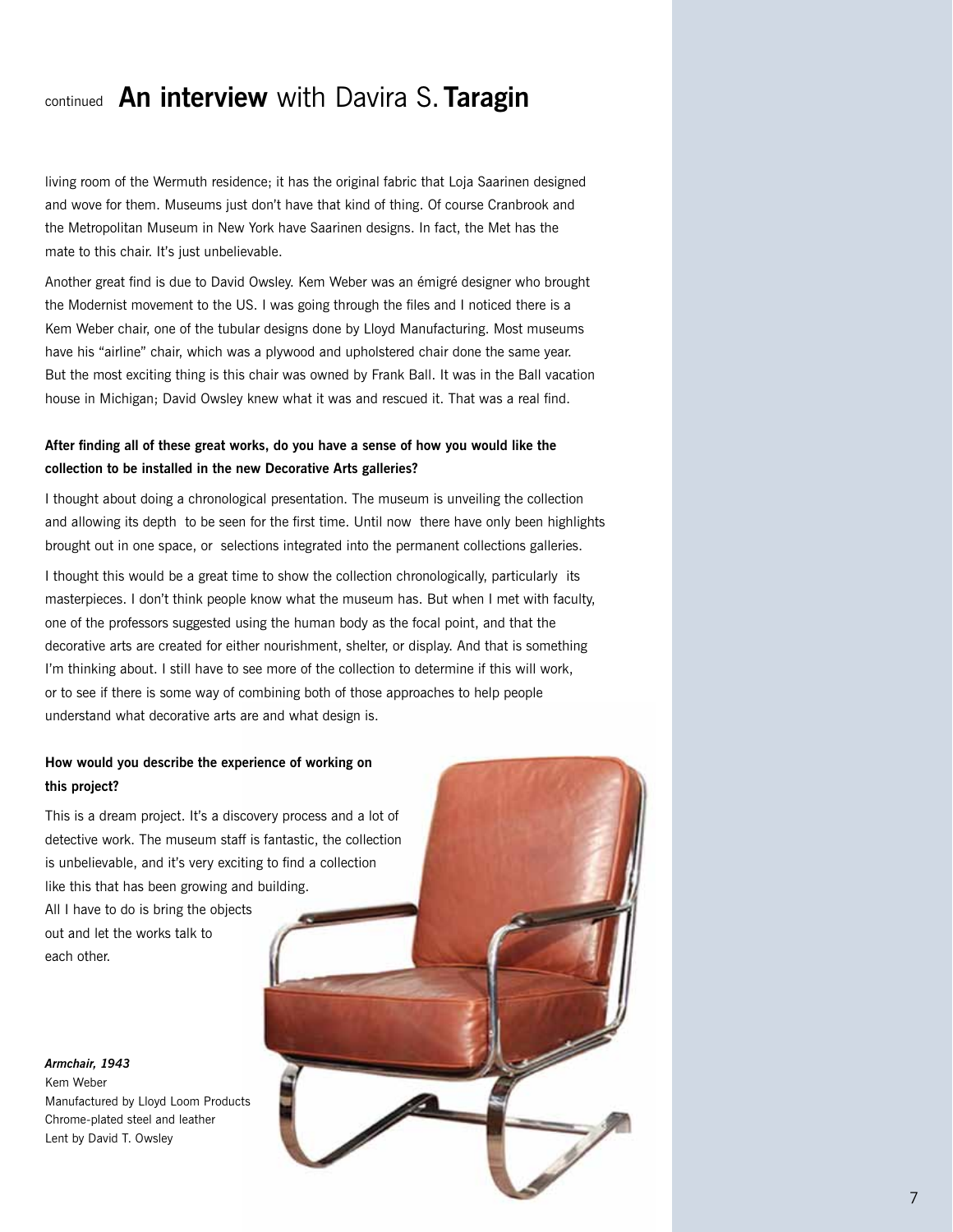## continued **An interview** with Davira S. **Taragin**

living room of the Wermuth residence; it has the original fabric that Loja Saarinen designed and wove for them. Museums just don't have that kind of thing. Of course Cranbrook and the Metropolitan Museum in New York have Saarinen designs. In fact, the Met has the mate to this chair. It's just unbelievable.

Another great find is due to David Owsley. Kem Weber was an émigré designer who brought the Modernist movement to the US. I was going through the files and I noticed there is a Kem Weber chair, one of the tubular designs done by Lloyd Manufacturing. Most museums have his "airline" chair, which was a plywood and upholstered chair done the same year. But the most exciting thing is this chair was owned by Frank Ball. It was in the Ball vacation house in Michigan; David Owsley knew what it was and rescued it. That was a real find.

**After finding all of these great works, do you have a sense of how you would like the collection to be installed in the new Decorative Arts galleries?**

I thought about doing a chronological presentation. The museum is unveiling the collection and allowing its depth to be seen for the first time. Until now there have only been highlights brought out in one space, or selections integrated into the permanent collections galleries.

I thought this would be a great time to show the collection chronologically, particularly its masterpieces. I don't think people know what the museum has. But when I met with faculty, one of the professors suggested using the human body as the focal point, and that the decorative arts are created for either nourishment, shelter, or display. And that is something I'm thinking about. I still have to see more of the collection to determine if this will work, or to see if there is some way of combining both of those approaches to help people understand what decorative arts are and what design is.

**How would you describe the experience of working on this project?**

This is a dream project. It's a discovery process and a lot of detective work. The museum staff is fantastic, the collection is unbelievable, and it's very exciting to find a collection like this that has been growing and building. All I have to do is bring the objects out and let the works talk to each other.

***Armchair, 1943***
Kem Weber
Manufactured by Lloyd Loom Products
Chrome-plated steel and leather
Lent by David T. Owsley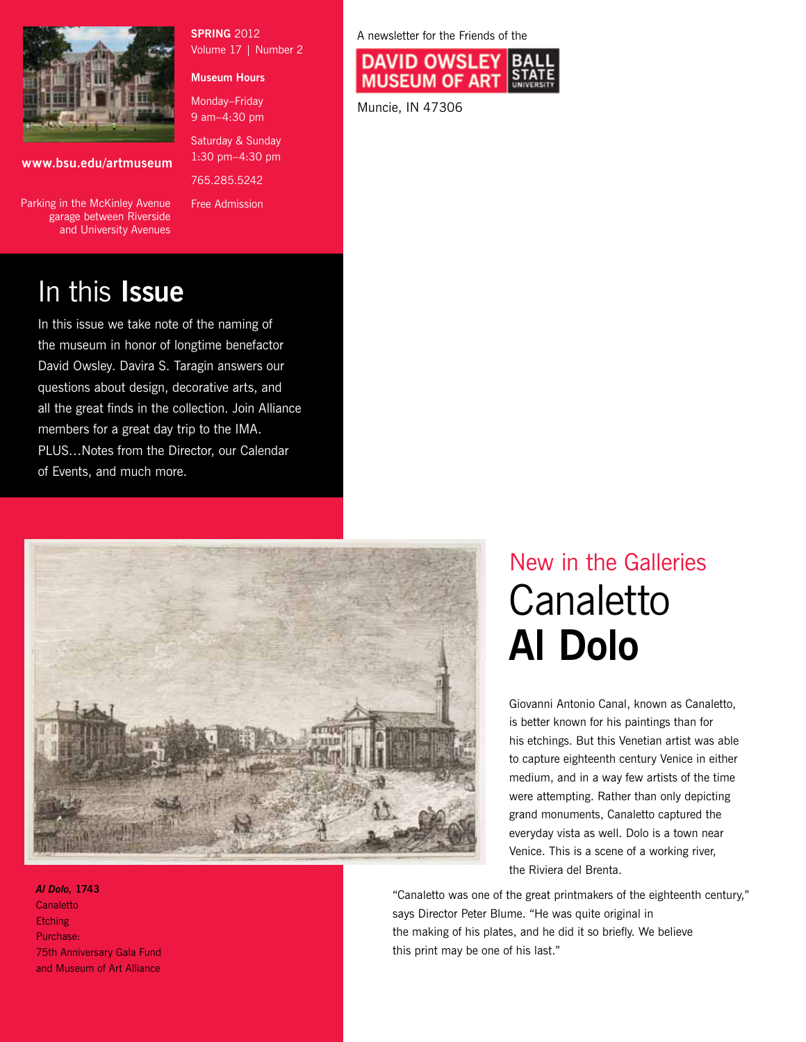**SPRING** 2012
Volume 17 | Number 2

**Museum Hours**

Monday–Friday
9 am–4:30 pm

Saturday & Sunday
1:30 pm–4:30 pm

765.285.5242

Free Admission

**www.bsu.edu/artmuseum**

Parking in the McKinley Avenue garage between Riverside and University Avenues

A newsletter for the Friends of the

DAVID OWSLEY MUSEUM OF ART BALL STATE UNIVERSITY

Muncie, IN 47306

# In this **Issue**

In this issue we take note of the naming of the museum in honor of longtime benefactor David Owsley. Davira S. Taragin answers our questions about design, decorative arts, and all the great finds in the collection. Join Alliance members for a great day trip to the IMA. PLUS…Notes from the Director, our Calendar of Events, and much more.

***Al Dolo,* 1743**
Canaletto
Etching
Purchase:
75th Anniversary Gala Fund and Museum of Art Alliance

## New in the Galleries

# Canaletto **Al Dolo**

Giovanni Antonio Canal, known as Canaletto, is better known for his paintings than for his etchings. But this Venetian artist was able to capture eighteenth century Venice in either medium, and in a way few artists of the time were attempting. Rather than only depicting grand monuments, Canaletto captured the everyday vista as well. Dolo is a town near Venice. This is a scene of a working river, the Riviera del Brenta.

"Canaletto was one of the great printmakers of the eighteenth century," says Director Peter Blume. "He was quite original in the making of his plates, and he did it so briefly. We believe this print may be one of his last."